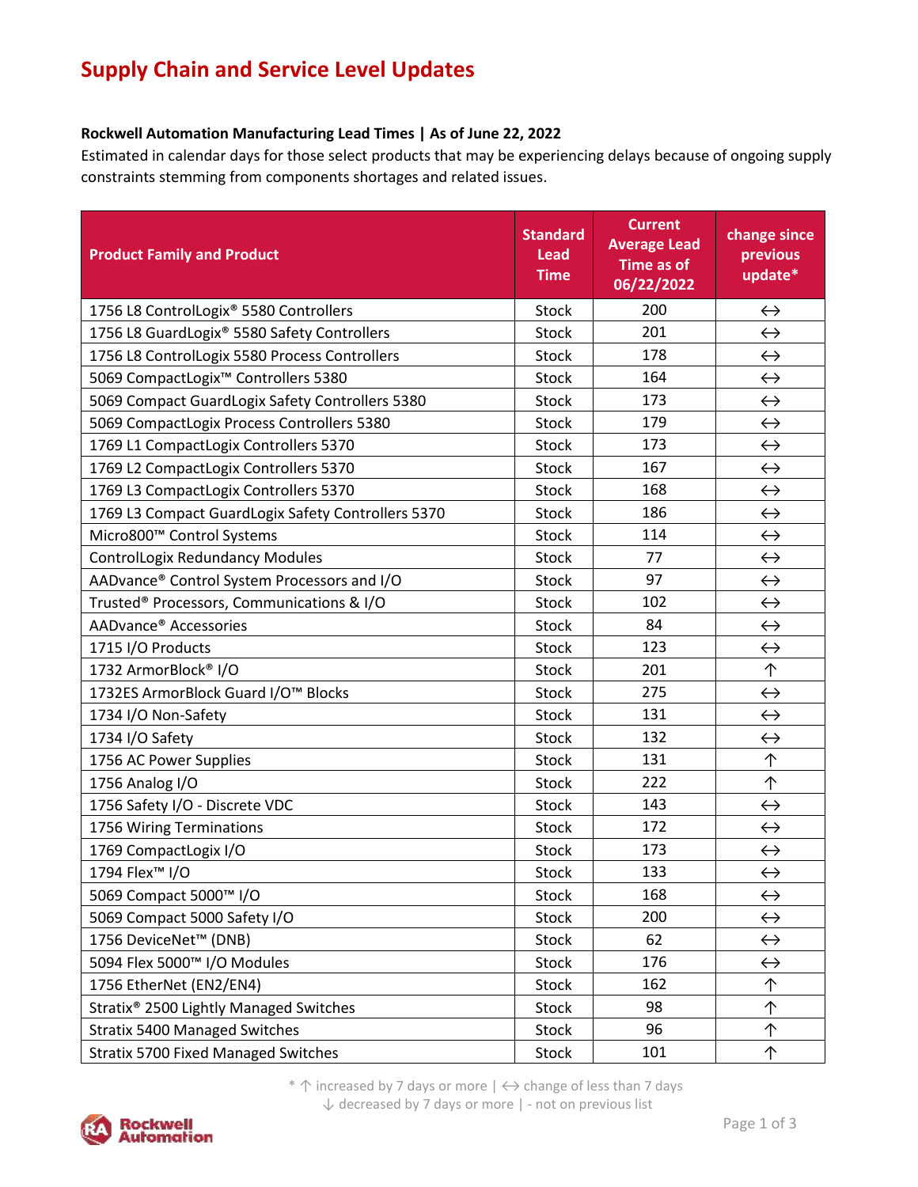# Supply Chain and Service Level Updates

**Rockwell Automation Manufacturing Lead Times | As of June 22, 2022**

Estimated in calendar days for those select products that may be experiencing delays because of ongoing supply constraints stemming from components shortages and related issues.

| Product Family and Product | Standard Lead Time | Current Average Lead Time as of 06/22/2022 | change since previous update* |
|---|---|---|---|
| 1756 L8 ControlLogix® 5580 Controllers | Stock | 200 | ↔ |
| 1756 L8 GuardLogix® 5580 Safety Controllers | Stock | 201 | ↔ |
| 1756 L8 ControlLogix 5580 Process Controllers | Stock | 178 | ↔ |
| 5069 CompactLogix™ Controllers 5380 | Stock | 164 | ↔ |
| 5069 Compact GuardLogix Safety Controllers 5380 | Stock | 173 | ↔ |
| 5069 CompactLogix Process Controllers 5380 | Stock | 179 | ↔ |
| 1769 L1 CompactLogix Controllers 5370 | Stock | 173 | ↔ |
| 1769 L2 CompactLogix Controllers 5370 | Stock | 167 | ↔ |
| 1769 L3 CompactLogix Controllers 5370 | Stock | 168 | ↔ |
| 1769 L3 Compact GuardLogix Safety Controllers 5370 | Stock | 186 | ↔ |
| Micro800™ Control Systems | Stock | 114 | ↔ |
| ControlLogix Redundancy Modules | Stock | 77 | ↔ |
| AADvance® Control System Processors and I/O | Stock | 97 | ↔ |
| Trusted® Processors, Communications & I/O | Stock | 102 | ↔ |
| AADvance® Accessories | Stock | 84 | ↔ |
| 1715 I/O Products | Stock | 123 | ↔ |
| 1732 ArmorBlock® I/O | Stock | 201 | ↑ |
| 1732ES ArmorBlock Guard I/O™ Blocks | Stock | 275 | ↔ |
| 1734 I/O Non-Safety | Stock | 131 | ↔ |
| 1734 I/O Safety | Stock | 132 | ↔ |
| 1756 AC Power Supplies | Stock | 131 | ↑ |
| 1756 Analog I/O | Stock | 222 | ↑ |
| 1756 Safety I/O - Discrete VDC | Stock | 143 | ↔ |
| 1756 Wiring Terminations | Stock | 172 | ↔ |
| 1769 CompactLogix I/O | Stock | 173 | ↔ |
| 1794 Flex™ I/O | Stock | 133 | ↔ |
| 5069 Compact 5000™ I/O | Stock | 168 | ↔ |
| 5069 Compact 5000 Safety I/O | Stock | 200 | ↔ |
| 1756 DeviceNet™ (DNB) | Stock | 62 | ↔ |
| 5094 Flex 5000™ I/O Modules | Stock | 176 | ↔ |
| 1756 EtherNet (EN2/EN4) | Stock | 162 | ↑ |
| Stratix® 2500 Lightly Managed Switches | Stock | 98 | ↑ |
| Stratix 5400 Managed Switches | Stock | 96 | ↑ |
| Stratix 5700 Fixed Managed Switches | Stock | 101 | ↑ |

* ↑ increased by 7 days or more | ↔ change of less than 7 days
↓ decreased by 7 days or more | - not on previous list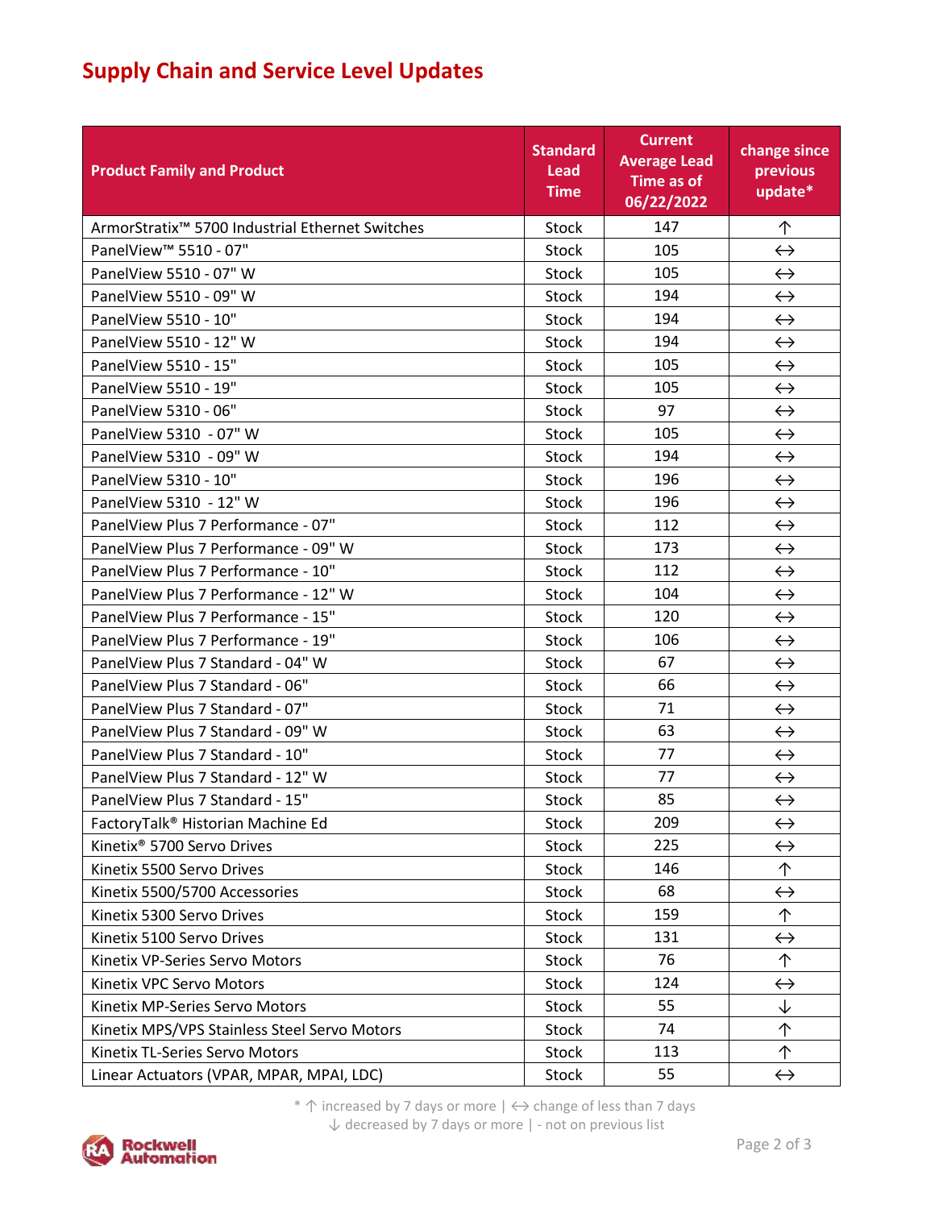# Supply Chain and Service Level Updates

| Product Family and Product | Standard Lead Time | Current Average Lead Time as of 06/22/2022 | change since previous update* |
|---|---|---|---|
| ArmorStratix™ 5700 Industrial Ethernet Switches | Stock | 147 | ↑ |
| PanelView™ 5510 - 07" | Stock | 105 | ↔ |
| PanelView 5510 - 07" W | Stock | 105 | ↔ |
| PanelView 5510 - 09" W | Stock | 194 | ↔ |
| PanelView 5510 - 10" | Stock | 194 | ↔ |
| PanelView 5510 - 12" W | Stock | 194 | ↔ |
| PanelView 5510 - 15" | Stock | 105 | ↔ |
| PanelView 5510 - 19" | Stock | 105 | ↔ |
| PanelView 5310 - 06" | Stock | 97 | ↔ |
| PanelView 5310  - 07" W | Stock | 105 | ↔ |
| PanelView 5310  - 09" W | Stock | 194 | ↔ |
| PanelView 5310 - 10" | Stock | 196 | ↔ |
| PanelView 5310  - 12" W | Stock | 196 | ↔ |
| PanelView Plus 7 Performance - 07" | Stock | 112 | ↔ |
| PanelView Plus 7 Performance - 09" W | Stock | 173 | ↔ |
| PanelView Plus 7 Performance - 10" | Stock | 112 | ↔ |
| PanelView Plus 7 Performance - 12" W | Stock | 104 | ↔ |
| PanelView Plus 7 Performance - 15" | Stock | 120 | ↔ |
| PanelView Plus 7 Performance - 19" | Stock | 106 | ↔ |
| PanelView Plus 7 Standard - 04" W | Stock | 67 | ↔ |
| PanelView Plus 7 Standard - 06" | Stock | 66 | ↔ |
| PanelView Plus 7 Standard - 07" | Stock | 71 | ↔ |
| PanelView Plus 7 Standard - 09" W | Stock | 63 | ↔ |
| PanelView Plus 7 Standard - 10" | Stock | 77 | ↔ |
| PanelView Plus 7 Standard - 12" W | Stock | 77 | ↔ |
| PanelView Plus 7 Standard - 15" | Stock | 85 | ↔ |
| FactoryTalk® Historian Machine Ed | Stock | 209 | ↔ |
| Kinetix® 5700 Servo Drives | Stock | 225 | ↔ |
| Kinetix 5500 Servo Drives | Stock | 146 | ↑ |
| Kinetix 5500/5700 Accessories | Stock | 68 | ↔ |
| Kinetix 5300 Servo Drives | Stock | 159 | ↑ |
| Kinetix 5100 Servo Drives | Stock | 131 | ↔ |
| Kinetix VP-Series Servo Motors | Stock | 76 | ↑ |
| Kinetix VPC Servo Motors | Stock | 124 | ↔ |
| Kinetix MP-Series Servo Motors | Stock | 55 | ↓ |
| Kinetix MPS/VPS Stainless Steel Servo Motors | Stock | 74 | ↑ |
| Kinetix TL-Series Servo Motors | Stock | 113 | ↑ |
| Linear Actuators (VPAR, MPAR, MPAI, LDC) | Stock | 55 | ↔ |

* ↑ increased by 7 days or more | ↔ change of less than 7 days
↓ decreased by 7 days or more | - not on previous list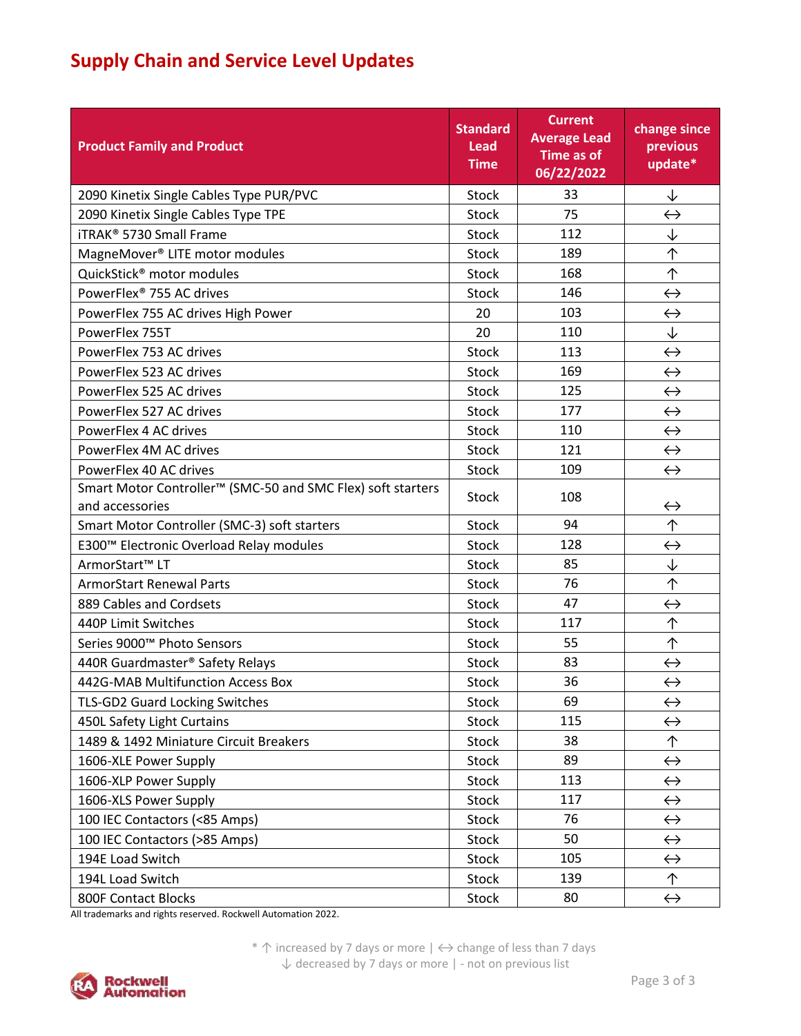# Supply Chain and Service Level Updates

| Product Family and Product | Standard Lead Time | Current Average Lead Time as of 06/22/2022 | change since previous update* |
|---|---|---|---|
| 2090 Kinetix Single Cables Type PUR/PVC | Stock | 33 | ↓ |
| 2090 Kinetix Single Cables Type TPE | Stock | 75 | ↔ |
| iTRAK® 5730 Small Frame | Stock | 112 | ↓ |
| MagneMover® LITE motor modules | Stock | 189 | ↑ |
| QuickStick® motor modules | Stock | 168 | ↑ |
| PowerFlex® 755 AC drives | Stock | 146 | ↔ |
| PowerFlex 755 AC drives High Power | 20 | 103 | ↔ |
| PowerFlex 755T | 20 | 110 | ↓ |
| PowerFlex 753 AC drives | Stock | 113 | ↔ |
| PowerFlex 523 AC drives | Stock | 169 | ↔ |
| PowerFlex 525 AC drives | Stock | 125 | ↔ |
| PowerFlex 527 AC drives | Stock | 177 | ↔ |
| PowerFlex 4 AC drives | Stock | 110 | ↔ |
| PowerFlex 4M AC drives | Stock | 121 | ↔ |
| PowerFlex 40 AC drives | Stock | 109 | ↔ |
| Smart Motor Controller™ (SMC-50 and SMC Flex) soft starters and accessories | Stock | 108 | ↔ |
| Smart Motor Controller (SMC-3) soft starters | Stock | 94 | ↑ |
| E300™ Electronic Overload Relay modules | Stock | 128 | ↔ |
| ArmorStart™ LT | Stock | 85 | ↓ |
| ArmorStart Renewal Parts | Stock | 76 | ↑ |
| 889 Cables and Cordsets | Stock | 47 | ↔ |
| 440P Limit Switches | Stock | 117 | ↑ |
| Series 9000™ Photo Sensors | Stock | 55 | ↑ |
| 440R Guardmaster® Safety Relays | Stock | 83 | ↔ |
| 442G-MAB Multifunction Access Box | Stock | 36 | ↔ |
| TLS-GD2 Guard Locking Switches | Stock | 69 | ↔ |
| 450L Safety Light Curtains | Stock | 115 | ↔ |
| 1489 & 1492 Miniature Circuit Breakers | Stock | 38 | ↑ |
| 1606-XLE Power Supply | Stock | 89 | ↔ |
| 1606-XLP Power Supply | Stock | 113 | ↔ |
| 1606-XLS Power Supply | Stock | 117 | ↔ |
| 100 IEC Contactors (<85 Amps) | Stock | 76 | ↔ |
| 100 IEC Contactors (>85 Amps) | Stock | 50 | ↔ |
| 194E Load Switch | Stock | 105 | ↔ |
| 194L Load Switch | Stock | 139 | ↑ |
| 800F Contact Blocks | Stock | 80 | ↔ |

All trademarks and rights reserved. Rockwell Automation 2022.

* ↑ increased by 7 days or more | ↔ change of less than 7 days
↓ decreased by 7 days or more | - not on previous list